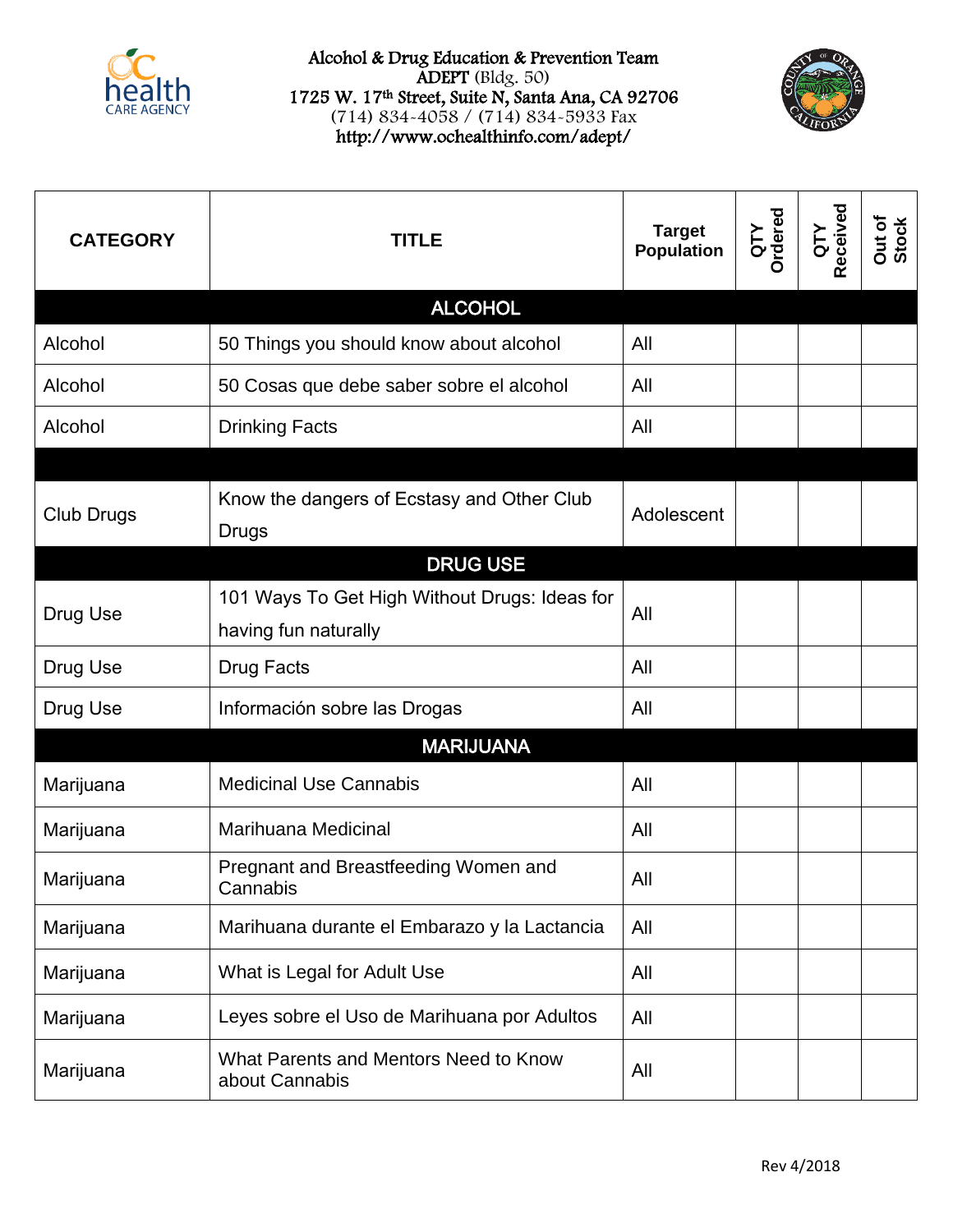Alcohol & Drug Education & Prevention Team
ADEPT (Bldg. 50)
1725 W. 17th Street, Suite N, Santa Ana, CA 92706
(714) 834-4058 / (714) 834-5933 Fax
http://www.ochealthinfo.com/adept/

| CATEGORY | TITLE | Target Population | QTY Ordered | QTY Received | Out of Stock |
|---|---|---|---|---|---|
| | **ALCOHOL** | | | | |
| Alcohol | 50 Things you should know about alcohol | All | | | |
| Alcohol | 50 Cosas que debe saber sobre el alcohol | All | | | |
| Alcohol | Drinking Facts | All | | | |
| | | | | | |
| Club Drugs | Know the dangers of Ecstasy and Other Club Drugs | Adolescent | | | |
| | **DRUG USE** | | | | |
| Drug Use | 101 Ways To Get High Without Drugs: Ideas for having fun naturally | All | | | |
| Drug Use | Drug Facts | All | | | |
| Drug Use | Información sobre las Drogas | All | | | |
| | **MARIJUANA** | | | | |
| Marijuana | Medicinal Use Cannabis | All | | | |
| Marijuana | Marihuana Medicinal | All | | | |
| Marijuana | Pregnant and Breastfeeding Women and Cannabis | All | | | |
| Marijuana | Marihuana durante el Embarazo y la Lactancia | All | | | |
| Marijuana | What is Legal for Adult Use | All | | | |
| Marijuana | Leyes sobre el Uso de Marihuana por Adultos | All | | | |
| Marijuana | What Parents and Mentors Need to Know about Cannabis | All | | | |

Rev 4/2018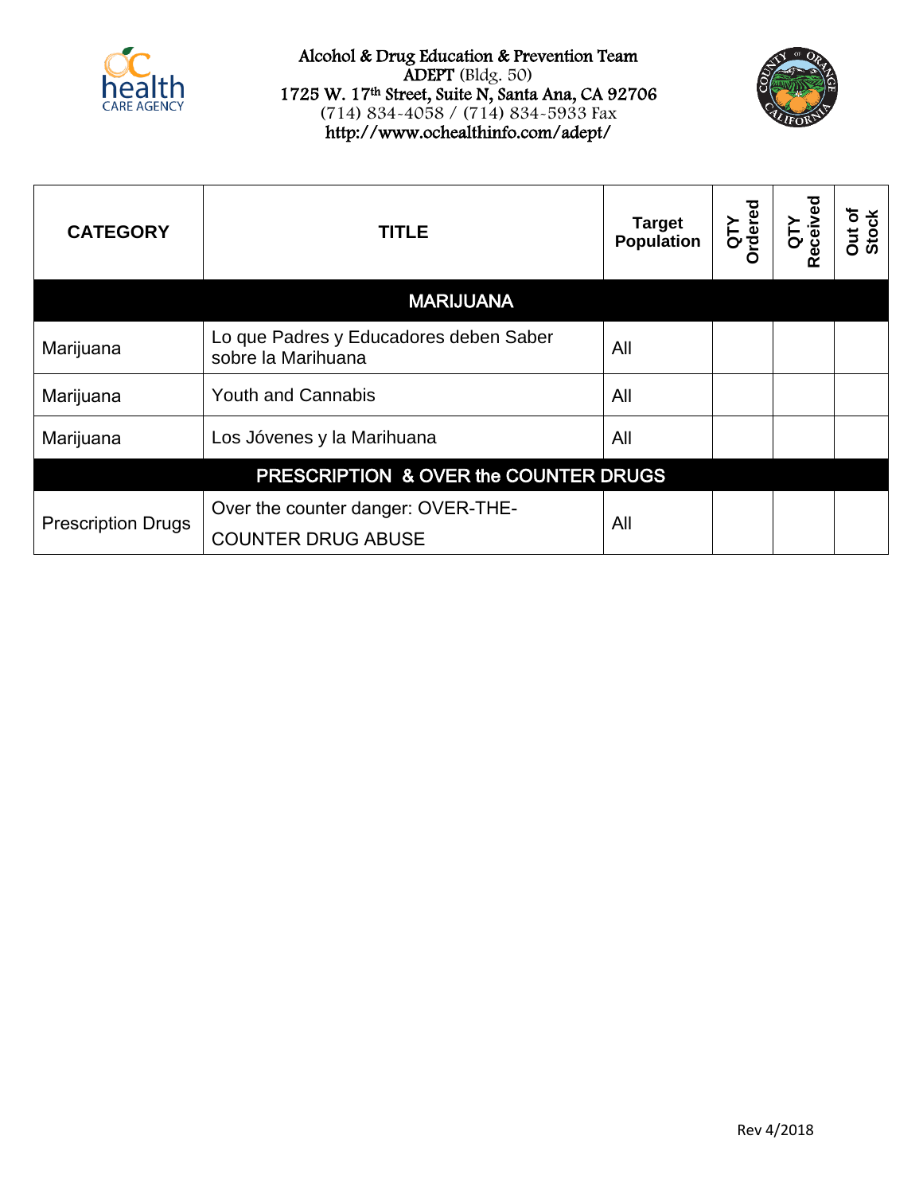Alcohol & Drug Education & Prevention Team
ADEPT (Bldg. 50)
1725 W. 17th Street, Suite N, Santa Ana, CA 92706
(714) 834-4058 / (714) 834-5933 Fax
http://www.ochealthinfo.com/adept/

| CATEGORY | TITLE | Target Population | QTY Ordered | QTY Received | Out of Stock |
|---|---|---|---|---|---|
| **MARIJUANA** | | | | | |
| Marijuana | Lo que Padres y Educadores deben Saber sobre la Marihuana | All | | | |
| Marijuana | Youth and Cannabis | All | | | |
| Marijuana | Los Jóvenes y la Marihuana | All | | | |
| **PRESCRIPTION & OVER the COUNTER DRUGS** | | | | | |
| Prescription Drugs | Over the counter danger: OVER-THE-COUNTER DRUG ABUSE | All | | | |

Rev 4/2018